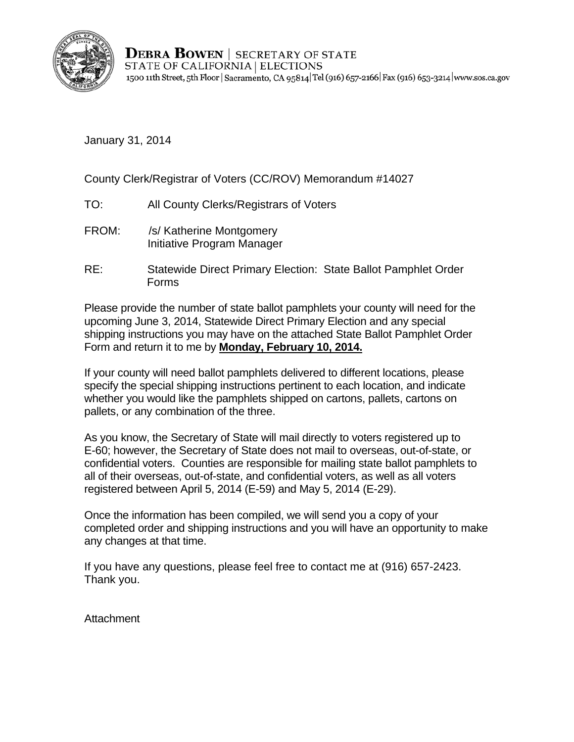**DEBRA BOWEN** | SECRETARY OF STATE
STATE OF CALIFORNIA | ELECTIONS
1500 11th Street, 5th Floor | Sacramento, CA 95814 | Tel (916) 657-2166 | Fax (916) 653-3214 | www.sos.ca.gov

January 31, 2014

County Clerk/Registrar of Voters (CC/ROV) Memorandum #14027

TO: All County Clerks/Registrars of Voters

FROM: /s/ Katherine Montgomery
Initiative Program Manager

RE: Statewide Direct Primary Election: State Ballot Pamphlet Order Forms

Please provide the number of state ballot pamphlets your county will need for the upcoming June 3, 2014, Statewide Direct Primary Election and any special shipping instructions you may have on the attached State Ballot Pamphlet Order Form and return it to me by **Monday, February 10, 2014.**

If your county will need ballot pamphlets delivered to different locations, please specify the special shipping instructions pertinent to each location, and indicate whether you would like the pamphlets shipped on cartons, pallets, cartons on pallets, or any combination of the three.

As you know, the Secretary of State will mail directly to voters registered up to E-60; however, the Secretary of State does not mail to overseas, out-of-state, or confidential voters. Counties are responsible for mailing state ballot pamphlets to all of their overseas, out-of-state, and confidential voters, as well as all voters registered between April 5, 2014 (E-59) and May 5, 2014 (E-29).

Once the information has been compiled, we will send you a copy of your completed order and shipping instructions and you will have an opportunity to make any changes at that time.

If you have any questions, please feel free to contact me at (916) 657-2423. Thank you.

Attachment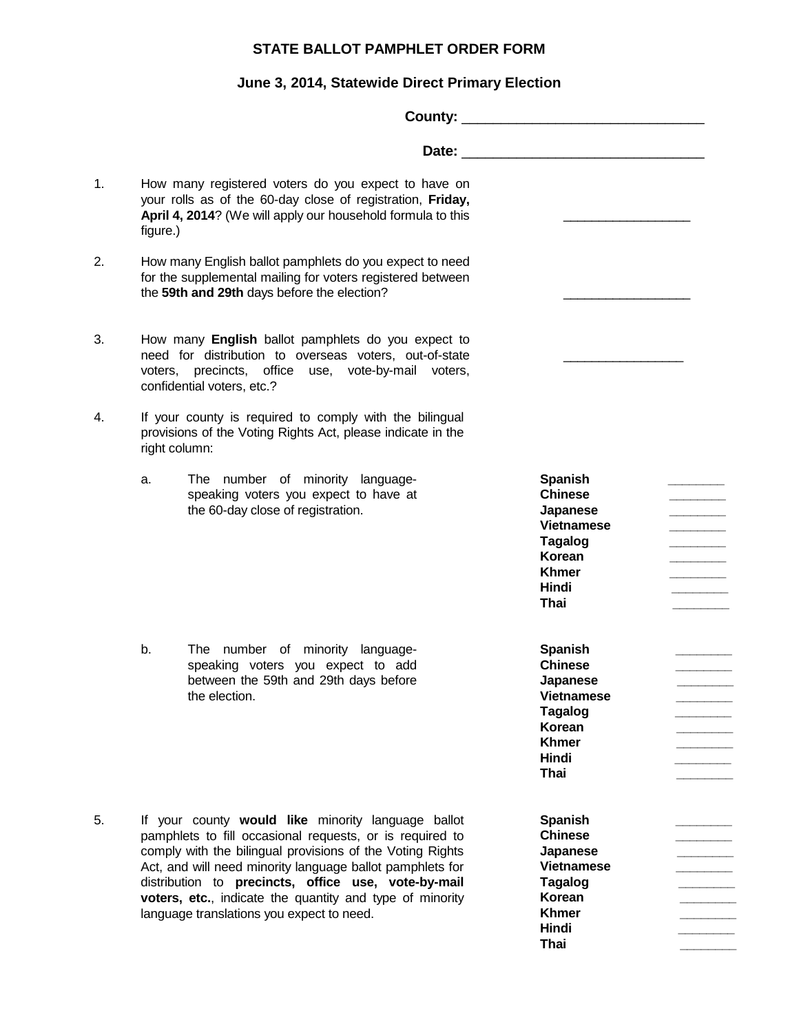## STATE BALLOT PAMPHLET ORDER FORM

### June 3, 2014, Statewide Direct Primary Election

**County:** ______________________________

**Date:** ______________________________

1. How many registered voters do you expect to have on your rolls as of the 60-day close of registration, **Friday, April 4, 2014**? (We will apply our household formula to this figure.) _________________

2. How many English ballot pamphlets do you expect to need for the supplemental mailing for voters registered between the **59th and 29th** days before the election? _________________

3. How many **English** ballot pamphlets do you expect to need for distribution to overseas voters, out-of-state voters, precincts, office use, vote-by-mail voters, confidential voters, etc.? ________________

4. If your county is required to comply with the bilingual provisions of the Voting Rights Act, please indicate in the right column:

   a. The number of minority language-speaking voters you expect to have at the 60-day close of registration.

   | | |
   |---|---|
   | **Spanish** | ________ |
   | **Chinese** | ________ |
   | **Japanese** | ________ |
   | **Vietnamese** | ________ |
   | **Tagalog** | ________ |
   | **Korean** | ________ |
   | **Khmer** | ________ |
   | **Hindi** | ________ |
   | **Thai** | ________ |

   b. The number of minority language-speaking voters you expect to add between the 59th and 29th days before the election.

   | | |
   |---|---|
   | **Spanish** | ________ |
   | **Chinese** | ________ |
   | **Japanese** | ________ |
   | **Vietnamese** | ________ |
   | **Tagalog** | ________ |
   | **Korean** | ________ |
   | **Khmer** | ________ |
   | **Hindi** | ________ |
   | **Thai** | ________ |

5. If your county **would like** minority language ballot pamphlets to fill occasional requests, or is required to comply with the bilingual provisions of the Voting Rights Act, and will need minority language ballot pamphlets for distribution to **precincts, office use, vote-by-mail voters, etc.**, indicate the quantity and type of minority language translations you expect to need.

   | | |
   |---|---|
   | **Spanish** | ________ |
   | **Chinese** | ________ |
   | **Japanese** | ________ |
   | **Vietnamese** | ________ |
   | **Tagalog** | ________ |
   | **Korean** | ________ |
   | **Khmer** | ________ |
   | **Hindi** | ________ |
   | **Thai** | ________ |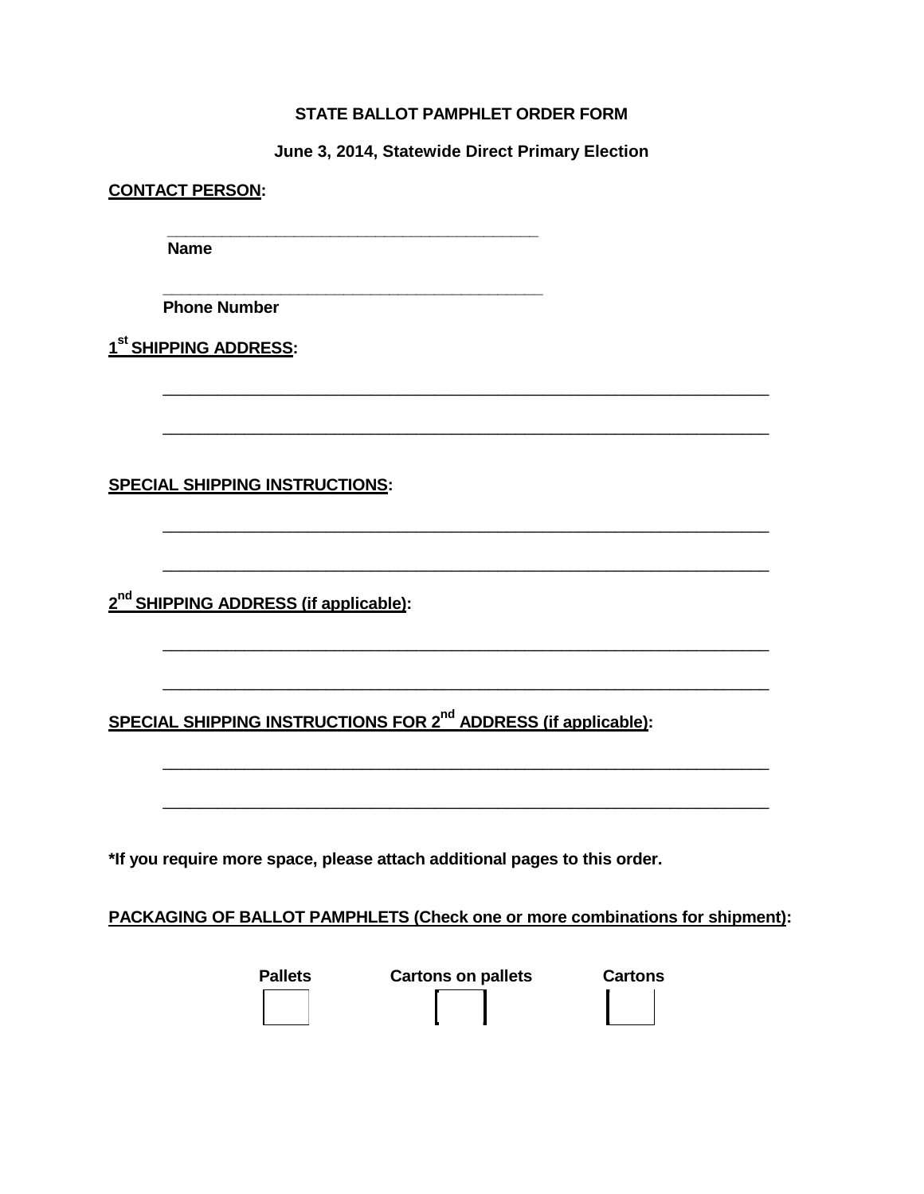**STATE BALLOT PAMPHLET ORDER FORM**

**June 3, 2014, Statewide Direct Primary Election**

**CONTACT PERSON:**

______________________________________________
**Name**

______________________________________________
**Phone Number**

**1st SHIPPING ADDRESS:**

______________________________________________________________________

______________________________________________________________________

**SPECIAL SHIPPING INSTRUCTIONS:**

______________________________________________________________________

______________________________________________________________________

**2nd SHIPPING ADDRESS (if applicable):**

______________________________________________________________________

______________________________________________________________________

**SPECIAL SHIPPING INSTRUCTIONS FOR 2nd ADDRESS (if applicable):**

______________________________________________________________________

______________________________________________________________________

**\*If you require more space, please attach additional pages to this order.**

**PACKAGING OF BALLOT PAMPHLETS (Check one or more combinations for shipment):**

| Pallets | Cartons on pallets | Cartons |
| --- | --- | --- |
| ☐ | ☐ | ☐ |